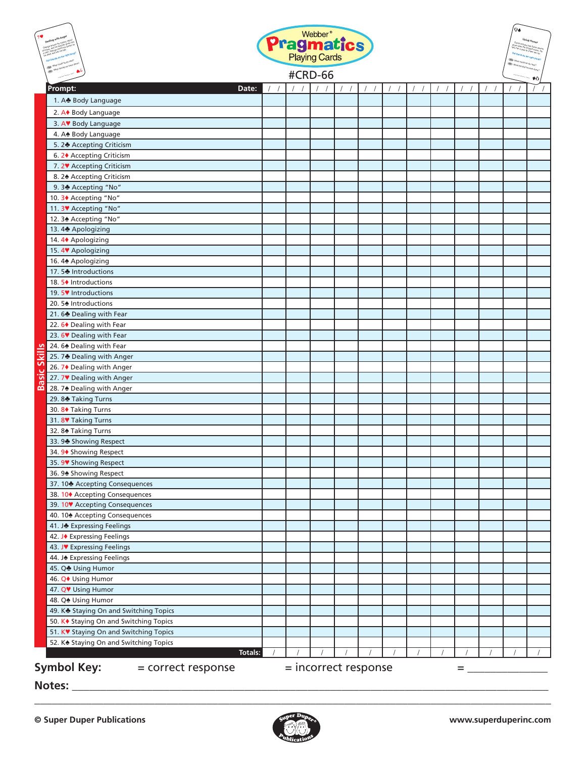# Webber® Pragmatics Playing Cards

#CRD-66

| Prompt: | Date: / / | / / | / / | / / | / / | / / | / / | / / | / / | / / | / / | / / |
|---|---|---|---|---|---|---|---|---|---|---|---|---|
| 1. A♣ Body Language | | | | | | | | | | | | |
| 2. A♦ Body Language | | | | | | | | | | | | |
| 3. A♥ Body Language | | | | | | | | | | | | |
| 4. A♠ Body Language | | | | | | | | | | | | |
| 5. 2♣ Accepting Criticism | | | | | | | | | | | | |
| 6. 2♦ Accepting Criticism | | | | | | | | | | | | |
| 7. 2♥ Accepting Criticism | | | | | | | | | | | | |
| 8. 2♠ Accepting Criticism | | | | | | | | | | | | |
| 9. 3♣ Accepting "No" | | | | | | | | | | | | |
| 10. 3♦ Accepting "No" | | | | | | | | | | | | |
| 11. 3♥ Accepting "No" | | | | | | | | | | | | |
| 12. 3♠ Accepting "No" | | | | | | | | | | | | |
| 13. 4♣ Apologizing | | | | | | | | | | | | |
| 14. 4♦ Apologizing | | | | | | | | | | | | |
| 15. 4♥ Apologizing | | | | | | | | | | | | |
| 16. 4♠ Apologizing | | | | | | | | | | | | |
| 17. 5♣ Introductions | | | | | | | | | | | | |
| 18. 5♦ Introductions | | | | | | | | | | | | |
| 19. 5♥ Introductions | | | | | | | | | | | | |
| 20. 5♠ Introductions | | | | | | | | | | | | |
| 21. 6♣ Dealing with Fear | | | | | | | | | | | | |
| 22. 6♦ Dealing with Fear | | | | | | | | | | | | |
| 23. 6♥ Dealing with Fear | | | | | | | | | | | | |
| 24. 6♠ Dealing with Fear | | | | | | | | | | | | |
| 25. 7♣ Dealing with Anger | | | | | | | | | | | | |
| 26. 7♦ Dealing with Anger | | | | | | | | | | | | |
| 27. 7♥ Dealing with Anger | | | | | | | | | | | | |
| 28. 7♠ Dealing with Anger | | | | | | | | | | | | |
| 29. 8♣ Taking Turns | | | | | | | | | | | | |
| 30. 8♦ Taking Turns | | | | | | | | | | | | |
| 31. 8♥ Taking Turns | | | | | | | | | | | | |
| 32. 8♠ Taking Turns | | | | | | | | | | | | |
| 33. 9♣ Showing Respect | | | | | | | | | | | | |
| 34. 9♦ Showing Respect | | | | | | | | | | | | |
| 35. 9♥ Showing Respect | | | | | | | | | | | | |
| 36. 9♠ Showing Respect | | | | | | | | | | | | |
| 37. 10♣ Accepting Consequences | | | | | | | | | | | | |
| 38. 10♦ Accepting Consequences | | | | | | | | | | | | |
| 39. 10♥ Accepting Consequences | | | | | | | | | | | | |
| 40. 10♠ Accepting Consequences | | | | | | | | | | | | |
| 41. J♣ Expressing Feelings | | | | | | | | | | | | |
| 42. J♦ Expressing Feelings | | | | | | | | | | | | |
| 43. J♥ Expressing Feelings | | | | | | | | | | | | |
| 44. J♠ Expressing Feelings | | | | | | | | | | | | |
| 45. Q♣ Using Humor | | | | | | | | | | | | |
| 46. Q♦ Using Humor | | | | | | | | | | | | |
| 47. Q♥ Using Humor | | | | | | | | | | | | |
| 48. Q♠ Using Humor | | | | | | | | | | | | |
| 49. K♣ Staying On and Switching Topics | | | | | | | | | | | | |
| 50. K♦ Staying On and Switching Topics | | | | | | | | | | | | |
| 51. K♥ Staying On and Switching Topics | | | | | | | | | | | | |
| 52. K♠ Staying On and Switching Topics | | | | | | | | | | | | |
| Totals: | / | / | / | / | / | / | / | / | / | / | / | / |

Basic Skills

**Symbol Key:** = correct response = incorrect response = _______________

**Notes:** ____________________________________________________________

____________________________________________________________

© Super Duper Publications www.superduperinc.com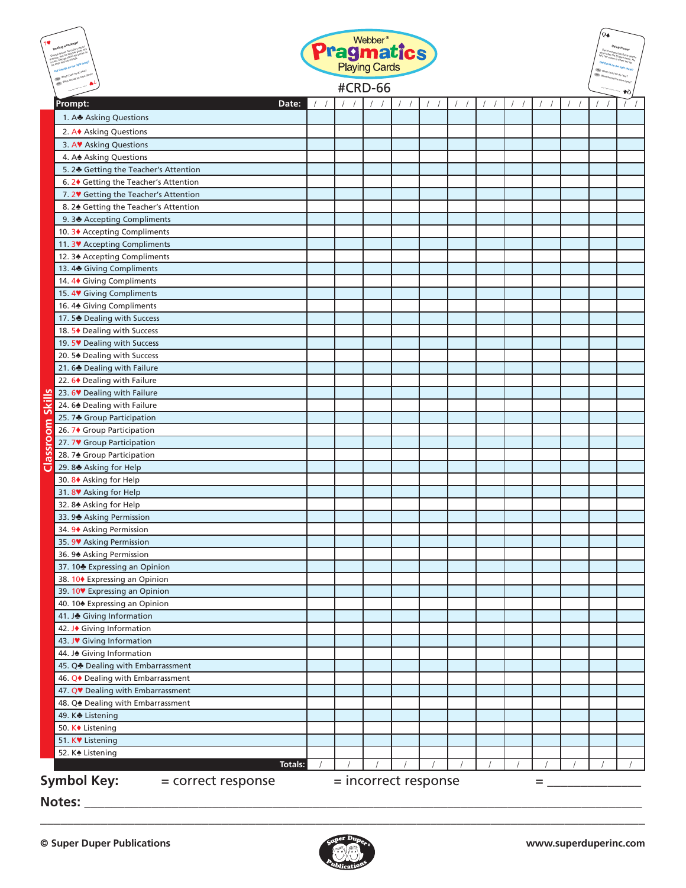Webber® Pragmatics Playing Cards

#CRD-66

| Prompt: Date: | / / | / / | / / | / / | / / | / / | / / | / / | / / | / / | / / | / / |
|---|---|---|---|---|---|---|---|---|---|---|---|---|
| 1. A♣ Asking Questions | | | | | | | | | | | | |
| 2. A♦ Asking Questions | | | | | | | | | | | | |
| 3. A♥ Asking Questions | | | | | | | | | | | | |
| 4. A♠ Asking Questions | | | | | | | | | | | | |
| 5. 2♣ Getting the Teacher's Attention | | | | | | | | | | | | |
| 6. 2♦ Getting the Teacher's Attention | | | | | | | | | | | | |
| 7. 2♥ Getting the Teacher's Attention | | | | | | | | | | | | |
| 8. 2♠ Getting the Teacher's Attention | | | | | | | | | | | | |
| 9. 3♣ Accepting Compliments | | | | | | | | | | | | |
| 10. 3♦ Accepting Compliments | | | | | | | | | | | | |
| 11. 3♥ Accepting Compliments | | | | | | | | | | | | |
| 12. 3♠ Accepting Compliments | | | | | | | | | | | | |
| 13. 4♣ Giving Compliments | | | | | | | | | | | | |
| 14. 4♦ Giving Compliments | | | | | | | | | | | | |
| 15. 4♥ Giving Compliments | | | | | | | | | | | | |
| 16. 4♠ Giving Compliments | | | | | | | | | | | | |
| 17. 5♣ Dealing with Success | | | | | | | | | | | | |
| 18. 5♦ Dealing with Success | | | | | | | | | | | | |
| 19. 5♥ Dealing with Success | | | | | | | | | | | | |
| 20. 5♠ Dealing with Success | | | | | | | | | | | | |
| 21. 6♣ Dealing with Failure | | | | | | | | | | | | |
| 22. 6♦ Dealing with Failure | | | | | | | | | | | | |
| 23. 6♥ Dealing with Failure | | | | | | | | | | | | |
| 24. 6♠ Dealing with Failure | | | | | | | | | | | | |
| 25. 7♣ Group Participation | | | | | | | | | | | | |
| 26. 7♦ Group Participation | | | | | | | | | | | | |
| 27. 7♥ Group Participation | | | | | | | | | | | | |
| 28. 7♠ Group Participation | | | | | | | | | | | | |
| 29. 8♣ Asking for Help | | | | | | | | | | | | |
| 30. 8♦ Asking for Help | | | | | | | | | | | | |
| 31. 8♥ Asking for Help | | | | | | | | | | | | |
| 32. 8♠ Asking for Help | | | | | | | | | | | | |
| 33. 9♣ Asking Permission | | | | | | | | | | | | |
| 34. 9♦ Asking Permission | | | | | | | | | | | | |
| 35. 9♥ Asking Permission | | | | | | | | | | | | |
| 36. 9♠ Asking Permission | | | | | | | | | | | | |
| 37. 10♣ Expressing an Opinion | | | | | | | | | | | | |
| 38. 10♦ Expressing an Opinion | | | | | | | | | | | | |
| 39. 10♥ Expressing an Opinion | | | | | | | | | | | | |
| 40. 10♠ Expressing an Opinion | | | | | | | | | | | | |
| 41. J♣ Giving Information | | | | | | | | | | | | |
| 42. J♦ Giving Information | | | | | | | | | | | | |
| 43. J♥ Giving Information | | | | | | | | | | | | |
| 44. J♠ Giving Information | | | | | | | | | | | | |
| 45. Q♣ Dealing with Embarrassment | | | | | | | | | | | | |
| 46. Q♦ Dealing with Embarrassment | | | | | | | | | | | | |
| 47. Q♥ Dealing with Embarrassment | | | | | | | | | | | | |
| 48. Q♠ Dealing with Embarrassment | | | | | | | | | | | | |
| 49. K♣ Listening | | | | | | | | | | | | |
| 50. K♦ Listening | | | | | | | | | | | | |
| 51. K♥ Listening | | | | | | | | | | | | |
| 52. K♠ Listening | | | | | | | | | | | | |
| Totals: | / | / | / | / | / | / | / | / | / | / | / | / |

Classroom Skills

**Symbol Key:** = correct response = incorrect response = _______________

**Notes:** ______________________________________________________________________________

© Super Duper Publications www.superduperinc.com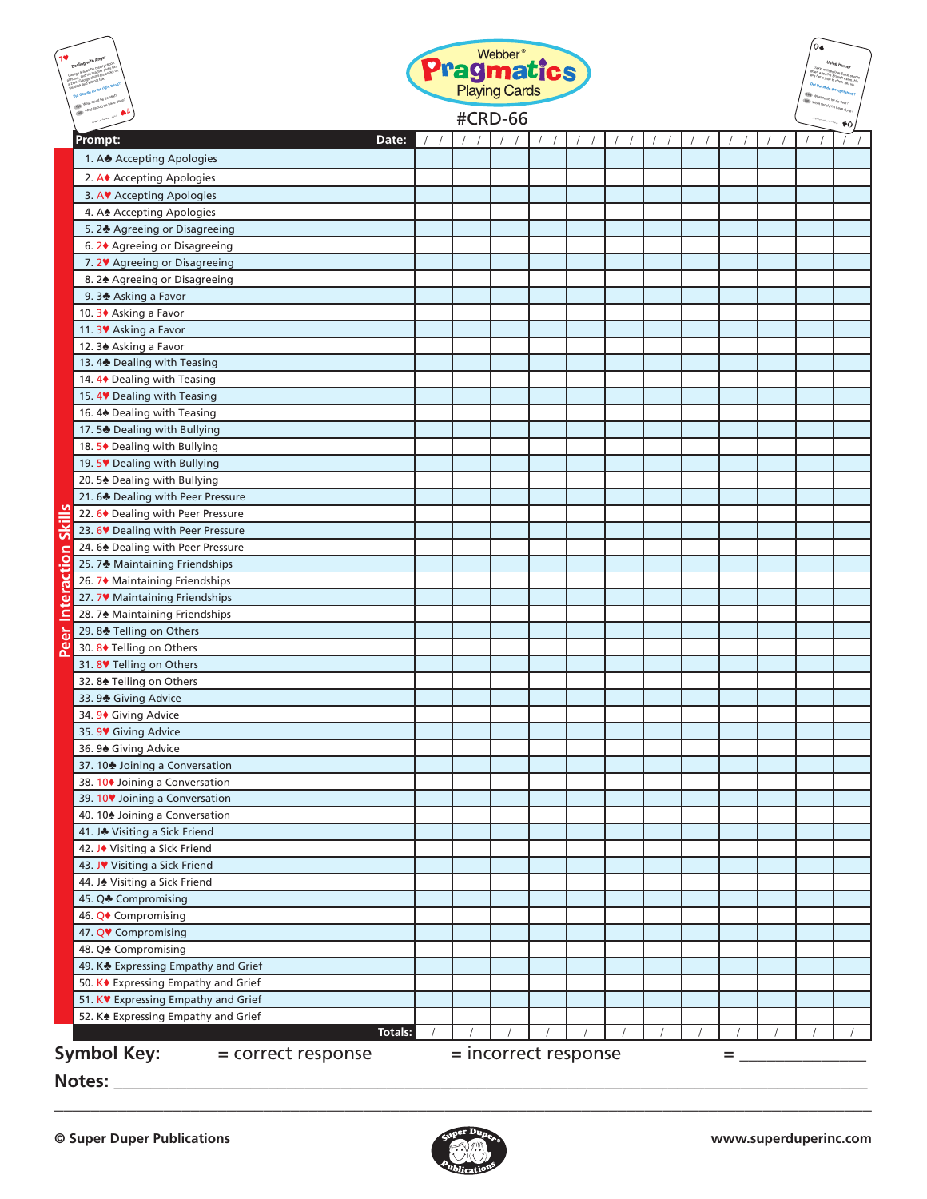Webber® Pragmatics Playing Cards

#CRD-66

**Peer Interaction Skills**

| Prompt: | Date: / / | / / | / / | / / | / / | / / | / / | / / | / / | / / | / / | / / |
|---|---|---|---|---|---|---|---|---|---|---|---|---|
| 1. A♣ Accepting Apologies | | | | | | | | | | | | |
| 2. A♦ Accepting Apologies | | | | | | | | | | | | |
| 3. A♥ Accepting Apologies | | | | | | | | | | | | |
| 4. A♠ Accepting Apologies | | | | | | | | | | | | |
| 5. 2♣ Agreeing or Disagreeing | | | | | | | | | | | | |
| 6. 2♦ Agreeing or Disagreeing | | | | | | | | | | | | |
| 7. 2♥ Agreeing or Disagreeing | | | | | | | | | | | | |
| 8. 2♠ Agreeing or Disagreeing | | | | | | | | | | | | |
| 9. 3♣ Asking a Favor | | | | | | | | | | | | |
| 10. 3♦ Asking a Favor | | | | | | | | | | | | |
| 11. 3♥ Asking a Favor | | | | | | | | | | | | |
| 12. 3♠ Asking a Favor | | | | | | | | | | | | |
| 13. 4♣ Dealing with Teasing | | | | | | | | | | | | |
| 14. 4♦ Dealing with Teasing | | | | | | | | | | | | |
| 15. 4♥ Dealing with Teasing | | | | | | | | | | | | |
| 16. 4♠ Dealing with Teasing | | | | | | | | | | | | |
| 17. 5♣ Dealing with Bullying | | | | | | | | | | | | |
| 18. 5♦ Dealing with Bullying | | | | | | | | | | | | |
| 19. 5♥ Dealing with Bullying | | | | | | | | | | | | |
| 20. 5♠ Dealing with Bullying | | | | | | | | | | | | |
| 21. 6♣ Dealing with Peer Pressure | | | | | | | | | | | | |
| 22. 6♦ Dealing with Peer Pressure | | | | | | | | | | | | |
| 23. 6♥ Dealing with Peer Pressure | | | | | | | | | | | | |
| 24. 6♠ Dealing with Peer Pressure | | | | | | | | | | | | |
| 25. 7♣ Maintaining Friendships | | | | | | | | | | | | |
| 26. 7♦ Maintaining Friendships | | | | | | | | | | | | |
| 27. 7♥ Maintaining Friendships | | | | | | | | | | | | |
| 28. 7♠ Maintaining Friendships | | | | | | | | | | | | |
| 29. 8♣ Telling on Others | | | | | | | | | | | | |
| 30. 8♦ Telling on Others | | | | | | | | | | | | |
| 31. 8♥ Telling on Others | | | | | | | | | | | | |
| 32. 8♠ Telling on Others | | | | | | | | | | | | |
| 33. 9♣ Giving Advice | | | | | | | | | | | | |
| 34. 9♦ Giving Advice | | | | | | | | | | | | |
| 35. 9♥ Giving Advice | | | | | | | | | | | | |
| 36. 9♠ Giving Advice | | | | | | | | | | | | |
| 37. 10♣ Joining a Conversation | | | | | | | | | | | | |
| 38. 10♦ Joining a Conversation | | | | | | | | | | | | |
| 39. 10♥ Joining a Conversation | | | | | | | | | | | | |
| 40. 10♠ Joining a Conversation | | | | | | | | | | | | |
| 41. J♣ Visiting a Sick Friend | | | | | | | | | | | | |
| 42. J♦ Visiting a Sick Friend | | | | | | | | | | | | |
| 43. J♥ Visiting a Sick Friend | | | | | | | | | | | | |
| 44. J♠ Visiting a Sick Friend | | | | | | | | | | | | |
| 45. Q♣ Compromising | | | | | | | | | | | | |
| 46. Q♦ Compromising | | | | | | | | | | | | |
| 47. Q♥ Compromising | | | | | | | | | | | | |
| 48. Q♠ Compromising | | | | | | | | | | | | |
| 49. K♣ Expressing Empathy and Grief | | | | | | | | | | | | |
| 50. K♦ Expressing Empathy and Grief | | | | | | | | | | | | |
| 51. K♥ Expressing Empathy and Grief | | | | | | | | | | | | |
| 52. K♠ Expressing Empathy and Grief | | | | | | | | | | | | |
| Totals: | / | / | / | / | / | / | / | / | / | / | / | / |

**Symbol Key:** = correct response = incorrect response = _______________

**Notes:** _______________________________________________________________________________

© Super Duper Publications www.superduperinc.com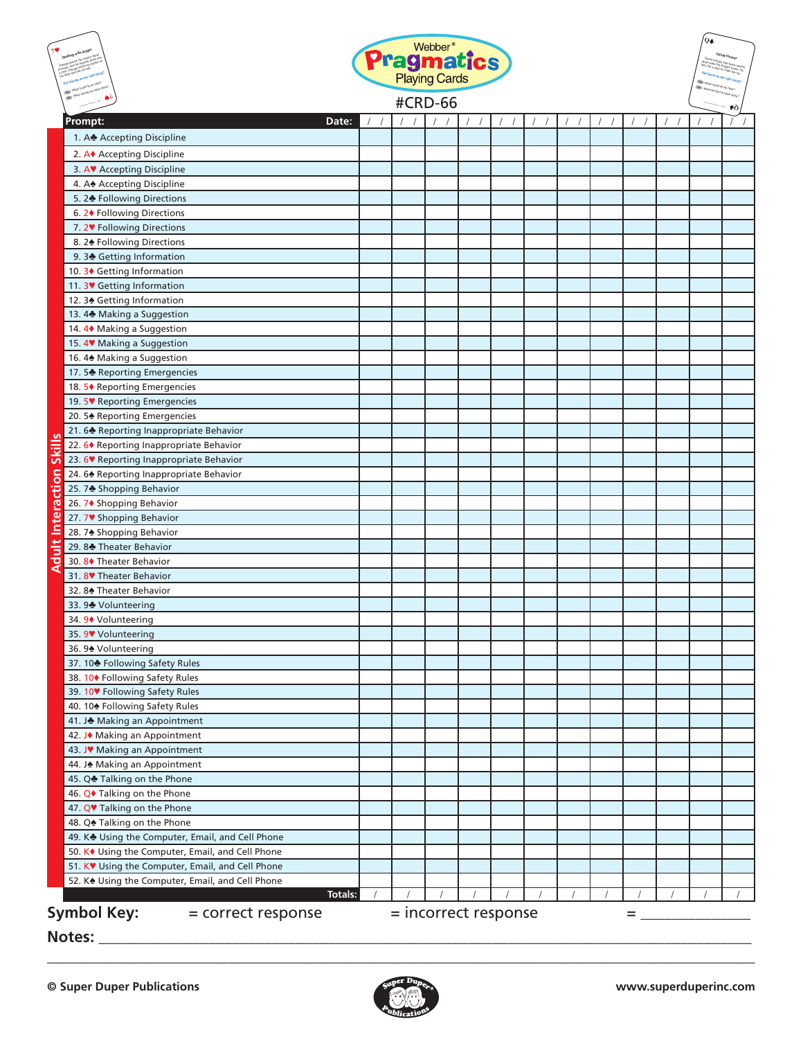Webber® Pragmatics Playing Cards

#CRD-66

**Adult Interaction Skills**

| Prompt: Date: | / / | / / | / / | / / | / / | / / | / / | / / | / / | / / | / / | / / |
|---|---|---|---|---|---|---|---|---|---|---|---|---|
| 1. A♣ Accepting Discipline | | | | | | | | | | | | |
| 2. A♦ Accepting Discipline | | | | | | | | | | | | |
| 3. A♥ Accepting Discipline | | | | | | | | | | | | |
| 4. A♠ Accepting Discipline | | | | | | | | | | | | |
| 5. 2♣ Following Directions | | | | | | | | | | | | |
| 6. 2♦ Following Directions | | | | | | | | | | | | |
| 7. 2♥ Following Directions | | | | | | | | | | | | |
| 8. 2♠ Following Directions | | | | | | | | | | | | |
| 9. 3♣ Getting Information | | | | | | | | | | | | |
| 10. 3♦ Getting Information | | | | | | | | | | | | |
| 11. 3♥ Getting Information | | | | | | | | | | | | |
| 12. 3♠ Getting Information | | | | | | | | | | | | |
| 13. 4♣ Making a Suggestion | | | | | | | | | | | | |
| 14. 4♦ Making a Suggestion | | | | | | | | | | | | |
| 15. 4♥ Making a Suggestion | | | | | | | | | | | | |
| 16. 4♠ Making a Suggestion | | | | | | | | | | | | |
| 17. 5♣ Reporting Emergencies | | | | | | | | | | | | |
| 18. 5♦ Reporting Emergencies | | | | | | | | | | | | |
| 19. 5♥ Reporting Emergencies | | | | | | | | | | | | |
| 20. 5♠ Reporting Emergencies | | | | | | | | | | | | |
| 21. 6♣ Reporting Inappropriate Behavior | | | | | | | | | | | | |
| 22. 6♦ Reporting Inappropriate Behavior | | | | | | | | | | | | |
| 23. 6♥ Reporting Inappropriate Behavior | | | | | | | | | | | | |
| 24. 6♠ Reporting Inappropriate Behavior | | | | | | | | | | | | |
| 25. 7♣ Shopping Behavior | | | | | | | | | | | | |
| 26. 7♦ Shopping Behavior | | | | | | | | | | | | |
| 27. 7♥ Shopping Behavior | | | | | | | | | | | | |
| 28. 7♠ Shopping Behavior | | | | | | | | | | | | |
| 29. 8♣ Theater Behavior | | | | | | | | | | | | |
| 30. 8♦ Theater Behavior | | | | | | | | | | | | |
| 31. 8♥ Theater Behavior | | | | | | | | | | | | |
| 32. 8♠ Theater Behavior | | | | | | | | | | | | |
| 33. 9♣ Volunteering | | | | | | | | | | | | |
| 34. 9♦ Volunteering | | | | | | | | | | | | |
| 35. 9♥ Volunteering | | | | | | | | | | | | |
| 36. 9♠ Volunteering | | | | | | | | | | | | |
| 37. 10♣ Following Safety Rules | | | | | | | | | | | | |
| 38. 10♦ Following Safety Rules | | | | | | | | | | | | |
| 39. 10♥ Following Safety Rules | | | | | | | | | | | | |
| 40. 10♠ Following Safety Rules | | | | | | | | | | | | |
| 41. J♣ Making an Appointment | | | | | | | | | | | | |
| 42. J♦ Making an Appointment | | | | | | | | | | | | |
| 43. J♥ Making an Appointment | | | | | | | | | | | | |
| 44. J♠ Making an Appointment | | | | | | | | | | | | |
| 45. Q♣ Talking on the Phone | | | | | | | | | | | | |
| 46. Q♦ Talking on the Phone | | | | | | | | | | | | |
| 47. Q♥ Talking on the Phone | | | | | | | | | | | | |
| 48. Q♠ Talking on the Phone | | | | | | | | | | | | |
| 49. K♣ Using the Computer, Email, and Cell Phone | | | | | | | | | | | | |
| 50. K♦ Using the Computer, Email, and Cell Phone | | | | | | | | | | | | |
| 51. K♥ Using the Computer, Email, and Cell Phone | | | | | | | | | | | | |
| 52. K♠ Using the Computer, Email, and Cell Phone | | | | | | | | | | | | |
| Totals: | / | / | / | / | / | / | / | / | / | / | / | / |

**Symbol Key:** = correct response = incorrect response = ______________

**Notes:** ____________________________________________________________

____________________________________________________________________

© Super Duper Publications www.superduperinc.com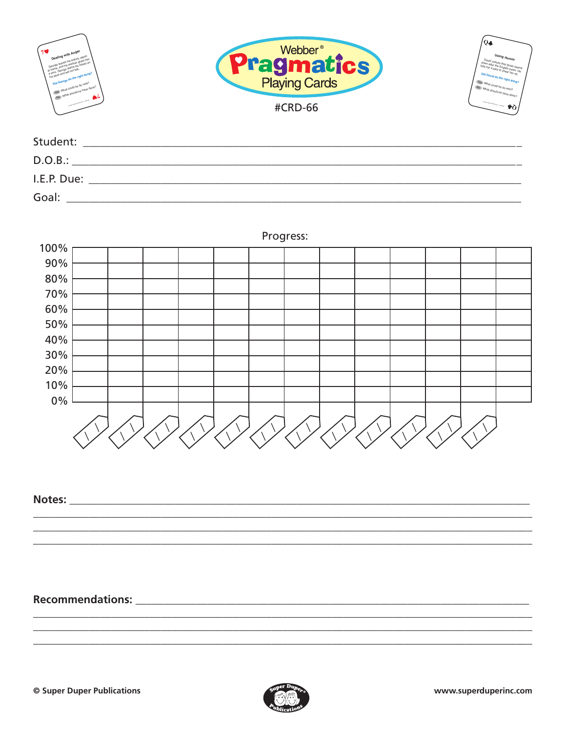# Webber® Pragmatics Playing Cards

#CRD-66

Student: ______________________________________________

D.O.B.: ______________________________________________

I.E.P. Due: ______________________________________________

Goal: ______________________________________________

Progress:

100%
90%
80%
70%
60%
50%
40%
30%
20%
10%
0%

**Notes:** ______________________________________________

______________________________________________

______________________________________________

______________________________________________

**Recommendations:** ______________________________________________

______________________________________________

______________________________________________

______________________________________________

© Super Duper Publications

www.superduperinc.com